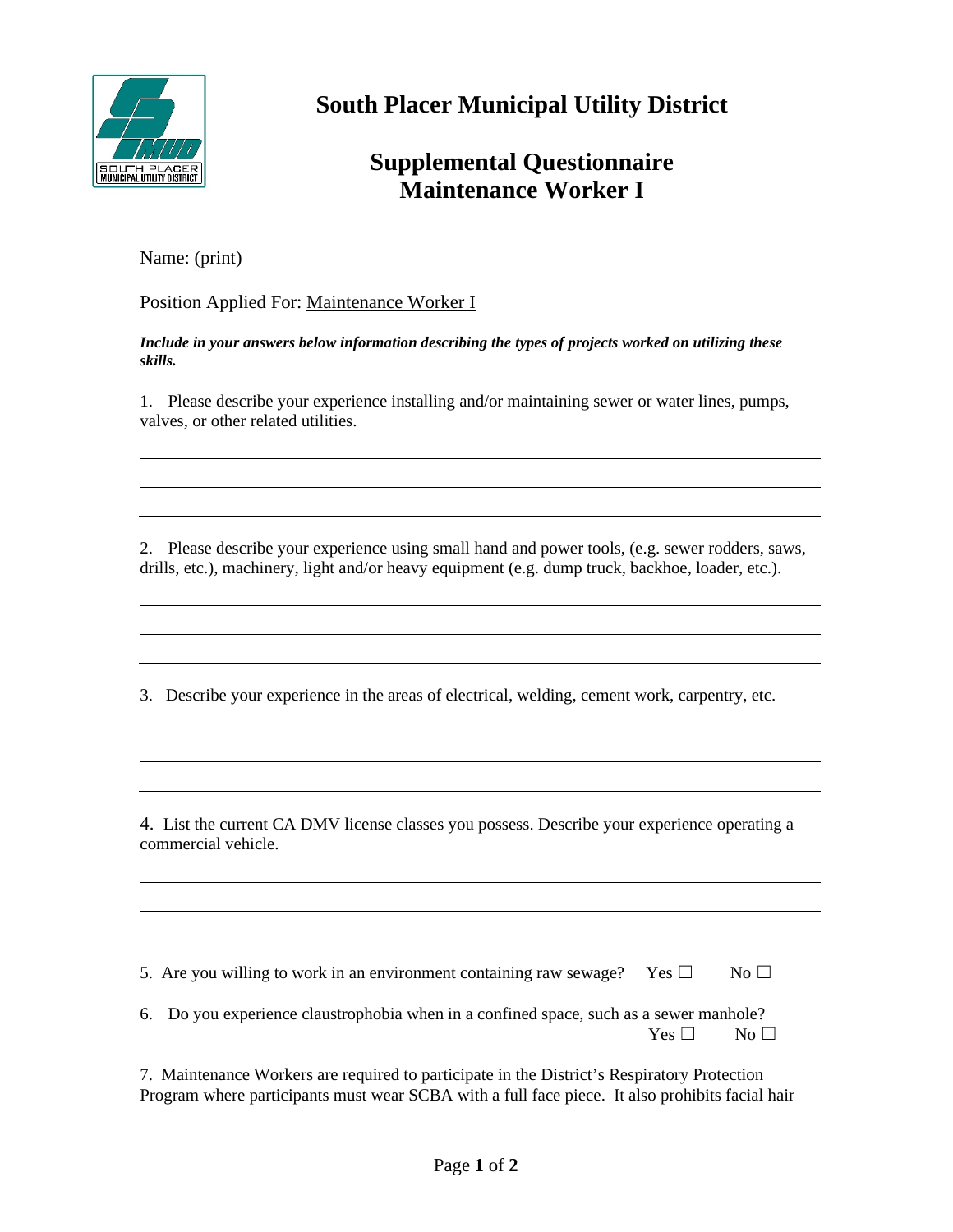# South Placer Municipal Utility District

## Supplemental Questionnaire
## Maintenance Worker I

Name: (print) ______________________________________________

Position Applied For: Maintenance Worker I

***Include in your answers below information describing the types of projects worked on utilizing these skills.***

1. Please describe your experience installing and/or maintaining sewer or water lines, pumps, valves, or other related utilities.

______________________________________________

______________________________________________

______________________________________________

2. Please describe your experience using small hand and power tools, (e.g. sewer rodders, saws, drills, etc.), machinery, light and/or heavy equipment (e.g. dump truck, backhoe, loader, etc.).

______________________________________________

______________________________________________

______________________________________________

3. Describe your experience in the areas of electrical, welding, cement work, carpentry, etc.

______________________________________________

______________________________________________

______________________________________________

4. List the current CA DMV license classes you possess. Describe your experience operating a commercial vehicle.

______________________________________________

______________________________________________

______________________________________________

5. Are you willing to work in an environment containing raw sewage? Yes ☐ No ☐

6. Do you experience claustrophobia when in a confined space, such as a sewer manhole? Yes ☐ No ☐

7. Maintenance Workers are required to participate in the District's Respiratory Protection Program where participants must wear SCBA with a full face piece. It also prohibits facial hair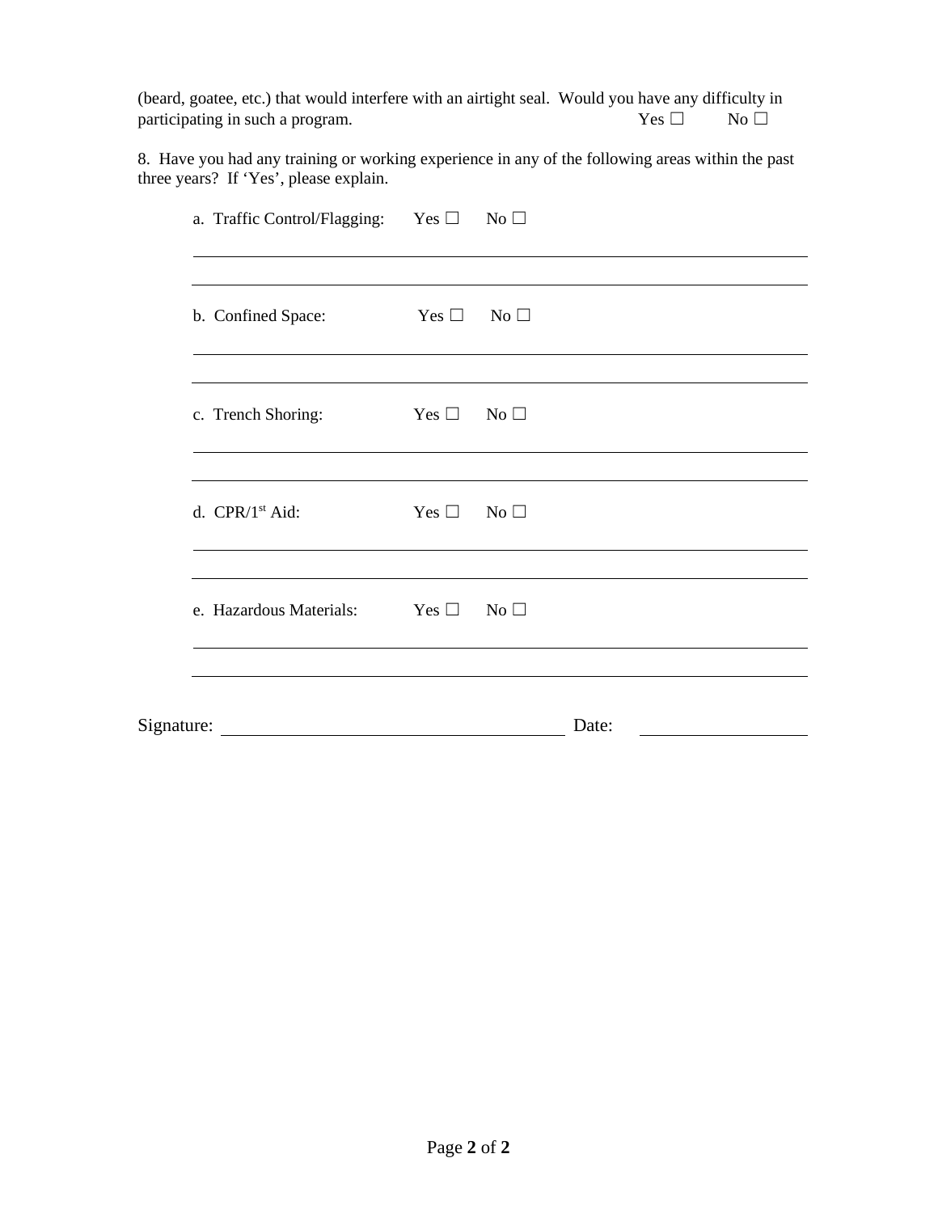(beard, goatee, etc.) that would interfere with an airtight seal. Would you have any difficulty in participating in such a program. Yes ☐ No ☐

8. Have you had any training or working experience in any of the following areas within the past three years? If 'Yes', please explain.

a. Traffic Control/Flagging: Yes ☐ No ☐

\_\_\_\_\_\_\_\_\_\_\_\_\_\_\_\_\_\_\_\_\_\_\_\_\_\_\_\_\_\_\_\_\_\_\_\_\_\_\_\_\_\_\_\_\_\_\_\_\_\_\_\_\_\_\_\_

\_\_\_\_\_\_\_\_\_\_\_\_\_\_\_\_\_\_\_\_\_\_\_\_\_\_\_\_\_\_\_\_\_\_\_\_\_\_\_\_\_\_\_\_\_\_\_\_\_\_\_\_\_\_\_\_

b. Confined Space: Yes ☐ No ☐

\_\_\_\_\_\_\_\_\_\_\_\_\_\_\_\_\_\_\_\_\_\_\_\_\_\_\_\_\_\_\_\_\_\_\_\_\_\_\_\_\_\_\_\_\_\_\_\_\_\_\_\_\_\_\_\_

\_\_\_\_\_\_\_\_\_\_\_\_\_\_\_\_\_\_\_\_\_\_\_\_\_\_\_\_\_\_\_\_\_\_\_\_\_\_\_\_\_\_\_\_\_\_\_\_\_\_\_\_\_\_\_\_

c. Trench Shoring: Yes ☐ No ☐

\_\_\_\_\_\_\_\_\_\_\_\_\_\_\_\_\_\_\_\_\_\_\_\_\_\_\_\_\_\_\_\_\_\_\_\_\_\_\_\_\_\_\_\_\_\_\_\_\_\_\_\_\_\_\_\_

\_\_\_\_\_\_\_\_\_\_\_\_\_\_\_\_\_\_\_\_\_\_\_\_\_\_\_\_\_\_\_\_\_\_\_\_\_\_\_\_\_\_\_\_\_\_\_\_\_\_\_\_\_\_\_\_

d. CPR/1st Aid: Yes ☐ No ☐

\_\_\_\_\_\_\_\_\_\_\_\_\_\_\_\_\_\_\_\_\_\_\_\_\_\_\_\_\_\_\_\_\_\_\_\_\_\_\_\_\_\_\_\_\_\_\_\_\_\_\_\_\_\_\_\_

\_\_\_\_\_\_\_\_\_\_\_\_\_\_\_\_\_\_\_\_\_\_\_\_\_\_\_\_\_\_\_\_\_\_\_\_\_\_\_\_\_\_\_\_\_\_\_\_\_\_\_\_\_\_\_\_

e. Hazardous Materials: Yes ☐ No ☐

\_\_\_\_\_\_\_\_\_\_\_\_\_\_\_\_\_\_\_\_\_\_\_\_\_\_\_\_\_\_\_\_\_\_\_\_\_\_\_\_\_\_\_\_\_\_\_\_\_\_\_\_\_\_\_\_

\_\_\_\_\_\_\_\_\_\_\_\_\_\_\_\_\_\_\_\_\_\_\_\_\_\_\_\_\_\_\_\_\_\_\_\_\_\_\_\_\_\_\_\_\_\_\_\_\_\_\_\_\_\_\_\_

Signature: \_\_\_\_\_\_\_\_\_\_\_\_\_\_\_\_\_\_\_\_\_\_\_\_\_\_\_\_\_\_\_\_ Date: \_\_\_\_\_\_\_\_\_\_\_\_\_\_\_\_